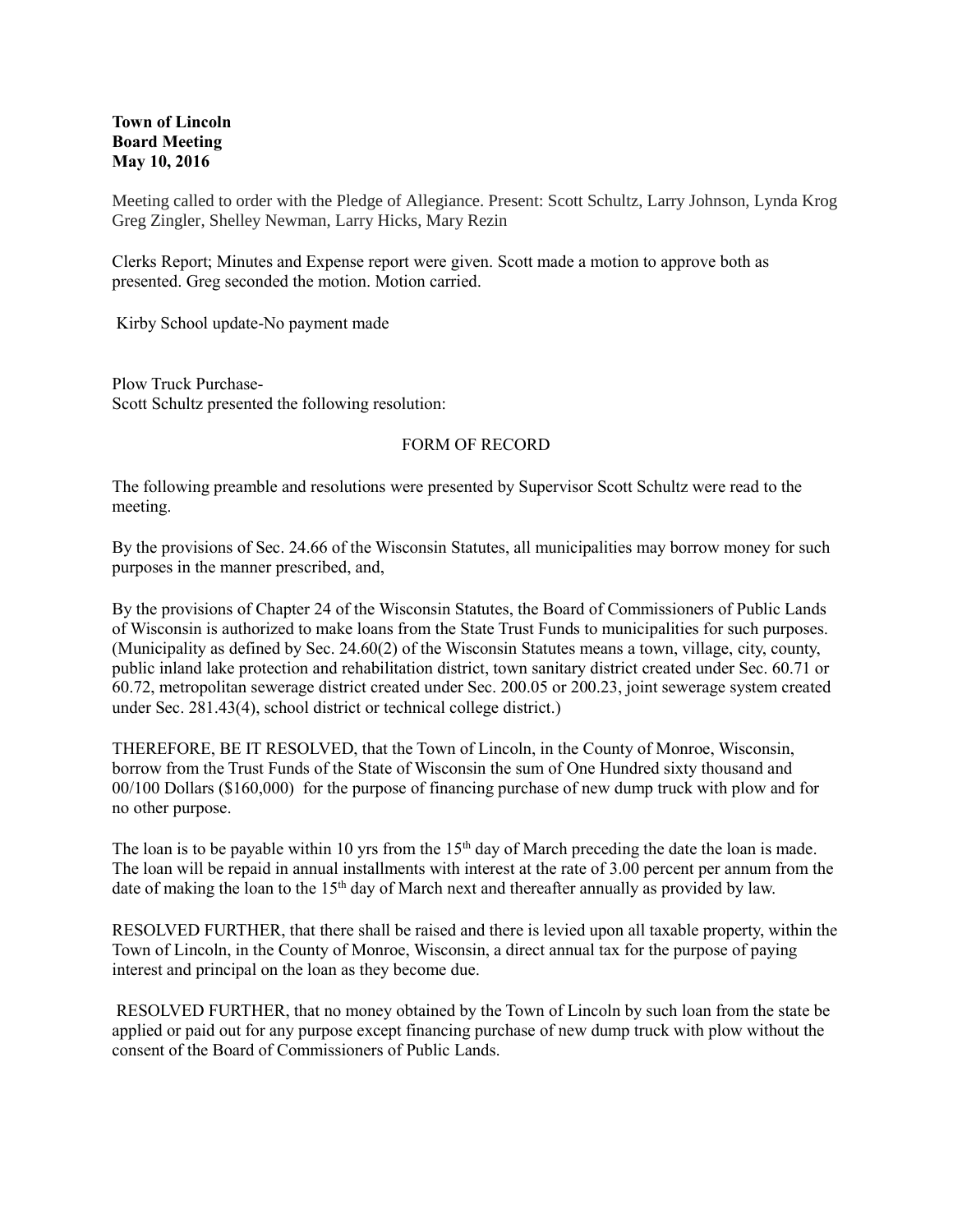**Town of Lincoln**
**Board Meeting**
**May 10, 2016**

Meeting called to order with the Pledge of Allegiance. Present: Scott Schultz, Larry Johnson, Lynda Krog Greg Zingler, Shelley Newman, Larry Hicks, Mary Rezin

Clerks Report; Minutes and Expense report were given. Scott made a motion to approve both as presented. Greg seconded the motion. Motion carried.

Kirby School update-No payment made

Plow Truck Purchase-
Scott Schultz presented the following resolution:

FORM OF RECORD

The following preamble and resolutions were presented by Supervisor Scott Schultz were read to the meeting.

By the provisions of Sec. 24.66 of the Wisconsin Statutes, all municipalities may borrow money for such purposes in the manner prescribed, and,

By the provisions of Chapter 24 of the Wisconsin Statutes, the Board of Commissioners of Public Lands of Wisconsin is authorized to make loans from the State Trust Funds to municipalities for such purposes. (Municipality as defined by Sec. 24.60(2) of the Wisconsin Statutes means a town, village, city, county, public inland lake protection and rehabilitation district, town sanitary district created under Sec. 60.71 or 60.72, metropolitan sewerage district created under Sec. 200.05 or 200.23, joint sewerage system created under Sec. 281.43(4), school district or technical college district.)

THEREFORE, BE IT RESOLVED, that the Town of Lincoln, in the County of Monroe, Wisconsin, borrow from the Trust Funds of the State of Wisconsin the sum of One Hundred sixty thousand and 00/100 Dollars ($160,000) for the purpose of financing purchase of new dump truck with plow and for no other purpose.

The loan is to be payable within 10 yrs from the 15th day of March preceding the date the loan is made. The loan will be repaid in annual installments with interest at the rate of 3.00 percent per annum from the date of making the loan to the 15th day of March next and thereafter annually as provided by law.

RESOLVED FURTHER, that there shall be raised and there is levied upon all taxable property, within the Town of Lincoln, in the County of Monroe, Wisconsin, a direct annual tax for the purpose of paying interest and principal on the loan as they become due.

RESOLVED FURTHER, that no money obtained by the Town of Lincoln by such loan from the state be applied or paid out for any purpose except financing purchase of new dump truck with plow without the consent of the Board of Commissioners of Public Lands.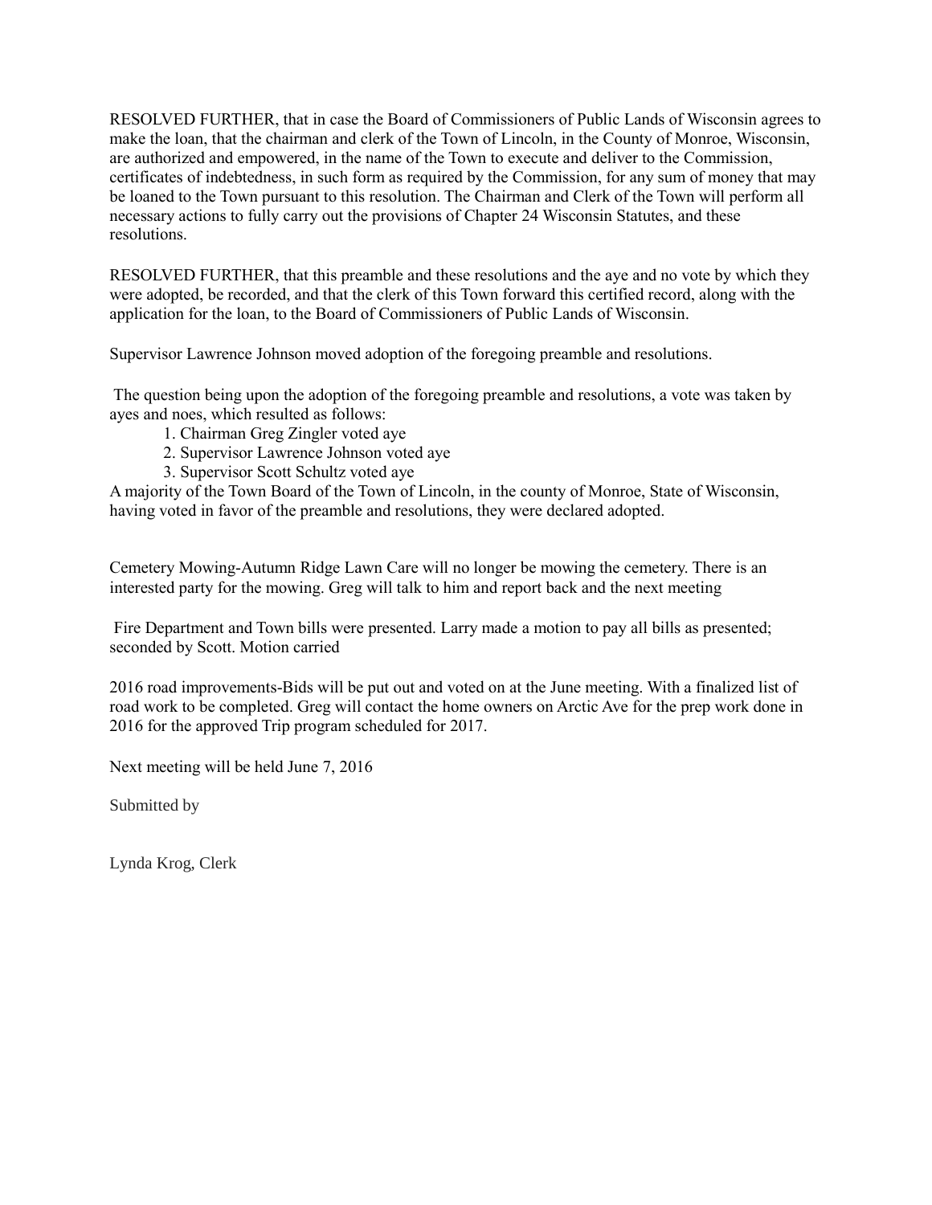RESOLVED FURTHER, that in case the Board of Commissioners of Public Lands of Wisconsin agrees to make the loan, that the chairman and clerk of the Town of Lincoln, in the County of Monroe, Wisconsin, are authorized and empowered, in the name of the Town to execute and deliver to the Commission, certificates of indebtedness, in such form as required by the Commission, for any sum of money that may be loaned to the Town pursuant to this resolution. The Chairman and Clerk of the Town will perform all necessary actions to fully carry out the provisions of Chapter 24 Wisconsin Statutes, and these resolutions.

RESOLVED FURTHER, that this preamble and these resolutions and the aye and no vote by which they were adopted, be recorded, and that the clerk of this Town forward this certified record, along with the application for the loan, to the Board of Commissioners of Public Lands of Wisconsin.

Supervisor Lawrence Johnson moved adoption of the foregoing preamble and resolutions.

The question being upon the adoption of the foregoing preamble and resolutions, a vote was taken by ayes and noes, which resulted as follows:

1. Chairman Greg Zingler voted aye
2. Supervisor Lawrence Johnson voted aye
3. Supervisor Scott Schultz voted aye

A majority of the Town Board of the Town of Lincoln, in the county of Monroe, State of Wisconsin, having voted in favor of the preamble and resolutions, they were declared adopted.

Cemetery Mowing-Autumn Ridge Lawn Care will no longer be mowing the cemetery. There is an interested party for the mowing. Greg will talk to him and report back and the next meeting

Fire Department and Town bills were presented. Larry made a motion to pay all bills as presented; seconded by Scott. Motion carried

2016 road improvements-Bids will be put out and voted on at the June meeting. With a finalized list of road work to be completed. Greg will contact the home owners on Arctic Ave for the prep work done in 2016 for the approved Trip program scheduled for 2017.

Next meeting will be held June 7, 2016

Submitted by

Lynda Krog, Clerk